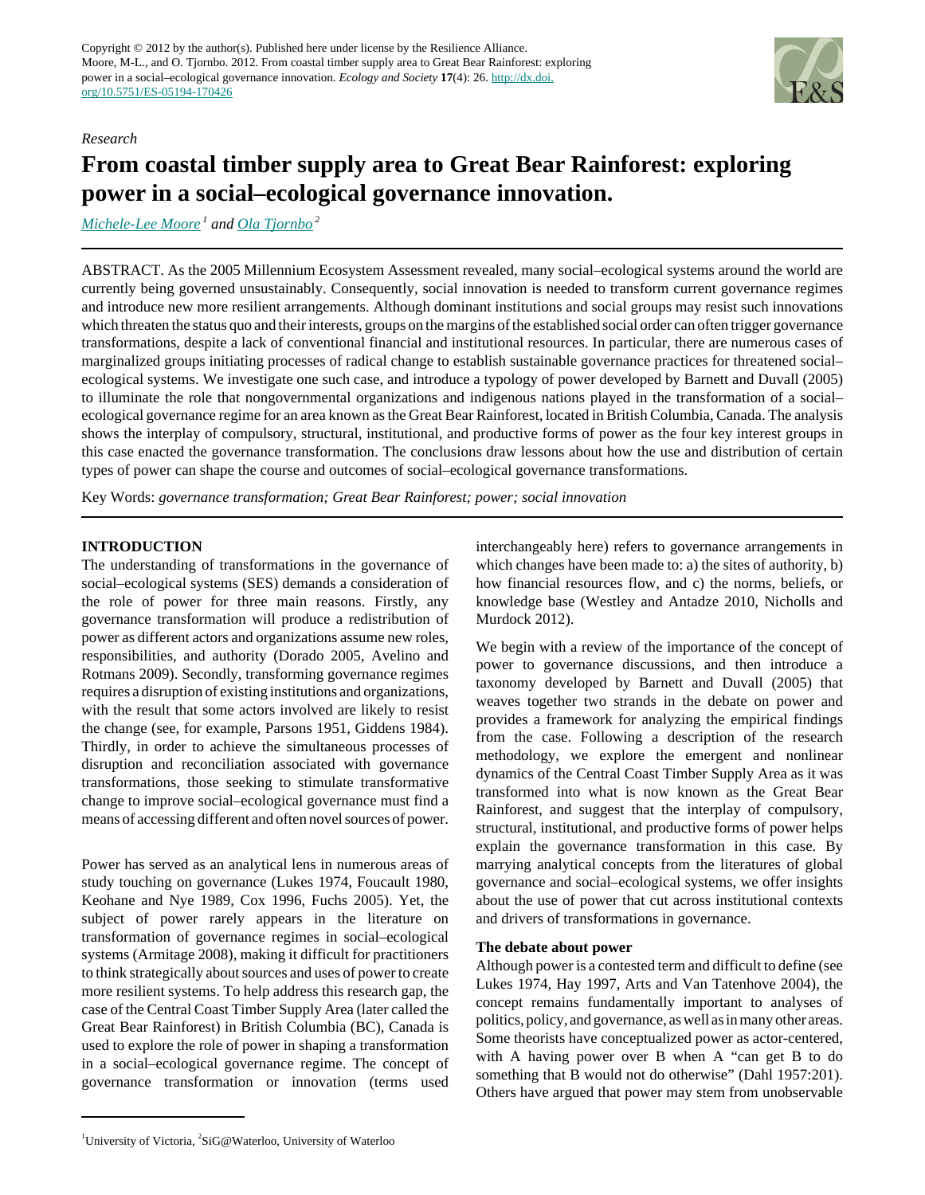Copyright © 2012 by the author(s). Published here under license by the Resilience Alliance.
Moore, M.-L., and O. Tjornbo. 2012. From coastal timber supply area to Great Bear Rainforest: exploring power in a social–ecological governance innovation. *Ecology and Society* **17**(4): 26. http://dx.doi.org/10.5751/ES-05194-170426

*Research*

# From coastal timber supply area to Great Bear Rainforest: exploring power in a social–ecological governance innovation.

Michele-Lee Moore [1] and Ola Tjornbo [2]

ABSTRACT. As the 2005 Millennium Ecosystem Assessment revealed, many social–ecological systems around the world are currently being governed unsustainably. Consequently, social innovation is needed to transform current governance regimes and introduce new more resilient arrangements. Although dominant institutions and social groups may resist such innovations which threaten the status quo and their interests, groups on the margins of the established social order can often trigger governance transformations, despite a lack of conventional financial and institutional resources. In particular, there are numerous cases of marginalized groups initiating processes of radical change to establish sustainable governance practices for threatened social–ecological systems. We investigate one such case, and introduce a typology of power developed by Barnett and Duvall (2005) to illuminate the role that nongovernmental organizations and indigenous nations played in the transformation of a social–ecological governance regime for an area known as the Great Bear Rainforest, located in British Columbia, Canada. The analysis shows the interplay of compulsory, structural, institutional, and productive forms of power as the four key interest groups in this case enacted the governance transformation. The conclusions draw lessons about how the use and distribution of certain types of power can shape the course and outcomes of social–ecological governance transformations.

Key Words: *governance transformation; Great Bear Rainforest; power; social innovation*

## INTRODUCTION

The understanding of transformations in the governance of social–ecological systems (SES) demands a consideration of the role of power for three main reasons. Firstly, any governance transformation will produce a redistribution of power as different actors and organizations assume new roles, responsibilities, and authority (Dorado 2005, Avelino and Rotmans 2009). Secondly, transforming governance regimes requires a disruption of existing institutions and organizations, with the result that some actors involved are likely to resist the change (see, for example, Parsons 1951, Giddens 1984). Thirdly, in order to achieve the simultaneous processes of disruption and reconciliation associated with governance transformations, those seeking to stimulate transformative change to improve social–ecological governance must find a means of accessing different and often novel sources of power.

Power has served as an analytical lens in numerous areas of study touching on governance (Lukes 1974, Foucault 1980, Keohane and Nye 1989, Cox 1996, Fuchs 2005). Yet, the subject of power rarely appears in the literature on transformation of governance regimes in social–ecological systems (Armitage 2008), making it difficult for practitioners to think strategically about sources and uses of power to create more resilient systems. To help address this research gap, the case of the Central Coast Timber Supply Area (later called the Great Bear Rainforest) in British Columbia (BC), Canada is used to explore the role of power in shaping a transformation in a social–ecological governance regime. The concept of governance transformation or innovation (terms used interchangeably here) refers to governance arrangements in which changes have been made to: a) the sites of authority, b) how financial resources flow, and c) the norms, beliefs, or knowledge base (Westley and Antadze 2010, Nicholls and Murdock 2012).

We begin with a review of the importance of the concept of power to governance discussions, and then introduce a taxonomy developed by Barnett and Duvall (2005) that weaves together two strands in the debate on power and provides a framework for analyzing the empirical findings from the case. Following a description of the research methodology, we explore the emergent and nonlinear dynamics of the Central Coast Timber Supply Area as it was transformed into what is now known as the Great Bear Rainforest, and suggest that the interplay of compulsory, structural, institutional, and productive forms of power helps explain the governance transformation in this case. By marrying analytical concepts from the literatures of global governance and social–ecological systems, we offer insights about the use of power that cut across institutional contexts and drivers of transformations in governance.

### The debate about power

Although power is a contested term and difficult to define (see Lukes 1974, Hay 1997, Arts and Van Tatenhove 2004), the concept remains fundamentally important to analyses of politics, policy, and governance, as well as in many other areas. Some theorists have conceptualized power as actor-centered, with A having power over B when A "can get B to do something that B would not do otherwise" (Dahl 1957:201). Others have argued that power may stem from unobservable

[1] University of Victoria, [2] SiG@Waterloo, University of Waterloo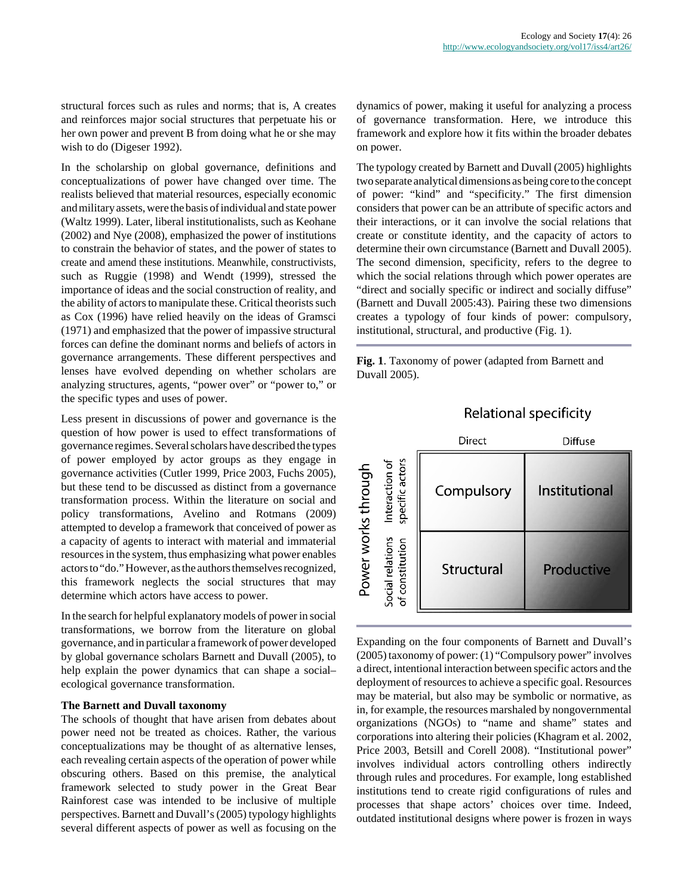structural forces such as rules and norms; that is, A creates and reinforces major social structures that perpetuate his or her own power and prevent B from doing what he or she may wish to do (Digeser 1992).

In the scholarship on global governance, definitions and conceptualizations of power have changed over time. The realists believed that material resources, especially economic and military assets, were the basis of individual and state power (Waltz 1999). Later, liberal institutionalists, such as Keohane (2002) and Nye (2008), emphasized the power of institutions to constrain the behavior of states, and the power of states to create and amend these institutions. Meanwhile, constructivists, such as Ruggie (1998) and Wendt (1999), stressed the importance of ideas and the social construction of reality, and the ability of actors to manipulate these. Critical theorists such as Cox (1996) have relied heavily on the ideas of Gramsci (1971) and emphasized that the power of impassive structural forces can define the dominant norms and beliefs of actors in governance arrangements. These different perspectives and lenses have evolved depending on whether scholars are analyzing structures, agents, "power over" or "power to," or the specific types and uses of power.

Less present in discussions of power and governance is the question of how power is used to effect transformations of governance regimes. Several scholars have described the types of power employed by actor groups as they engage in governance activities (Cutler 1999, Price 2003, Fuchs 2005), but these tend to be discussed as distinct from a governance transformation process. Within the literature on social and policy transformations, Avelino and Rotmans (2009) attempted to develop a framework that conceived of power as a capacity of agents to interact with material and immaterial resources in the system, thus emphasizing what power enables actors to "do." However, as the authors themselves recognized, this framework neglects the social structures that may determine which actors have access to power.

In the search for helpful explanatory models of power in social transformations, we borrow from the literature on global governance, and in particular a framework of power developed by global governance scholars Barnett and Duvall (2005), to help explain the power dynamics that can shape a social–ecological governance transformation.

### The Barnett and Duvall taxonomy

The schools of thought that have arisen from debates about power need not be treated as choices. Rather, the various conceptualizations may be thought of as alternative lenses, each revealing certain aspects of the operation of power while obscuring others. Based on this premise, the analytical framework selected to study power in the Great Bear Rainforest case was intended to be inclusive of multiple perspectives. Barnett and Duvall's (2005) typology highlights several different aspects of power as well as focusing on the dynamics of power, making it useful for analyzing a process of governance transformation. Here, we introduce this framework and explore how it fits within the broader debates on power.

The typology created by Barnett and Duvall (2005) highlights two separate analytical dimensions as being core to the concept of power: "kind" and "specificity." The first dimension considers that power can be an attribute of specific actors and their interactions, or it can involve the social relations that create or constitute identity, and the capacity of actors to determine their own circumstance (Barnett and Duvall 2005). The second dimension, specificity, refers to the degree to which the social relations through which power operates are "direct and socially specific or indirect and socially diffuse" (Barnett and Duvall 2005:43). Pairing these two dimensions creates a typology of four kinds of power: compulsory, institutional, structural, and productive (Fig. 1).

**Fig. 1**. Taxonomy of power (adapted from Barnett and Duvall 2005).

| Power works through | Relational specificity: Direct | Relational specificity: Diffuse |
|---|---|---|
| Interaction of specific actors | Compulsory | Institutional |
| Social relations of constitution | Structural | Productive |

Expanding on the four components of Barnett and Duvall's (2005) taxonomy of power: (1) "Compulsory power" involves a direct, intentional interaction between specific actors and the deployment of resources to achieve a specific goal. Resources may be material, but also may be symbolic or normative, as in, for example, the resources marshaled by nongovernmental organizations (NGOs) to "name and shame" states and corporations into altering their policies (Khagram et al. 2002, Price 2003, Betsill and Corell 2008). "Institutional power" involves individual actors controlling others indirectly through rules and procedures. For example, long established institutions tend to create rigid configurations of rules and processes that shape actors' choices over time. Indeed, outdated institutional designs where power is frozen in ways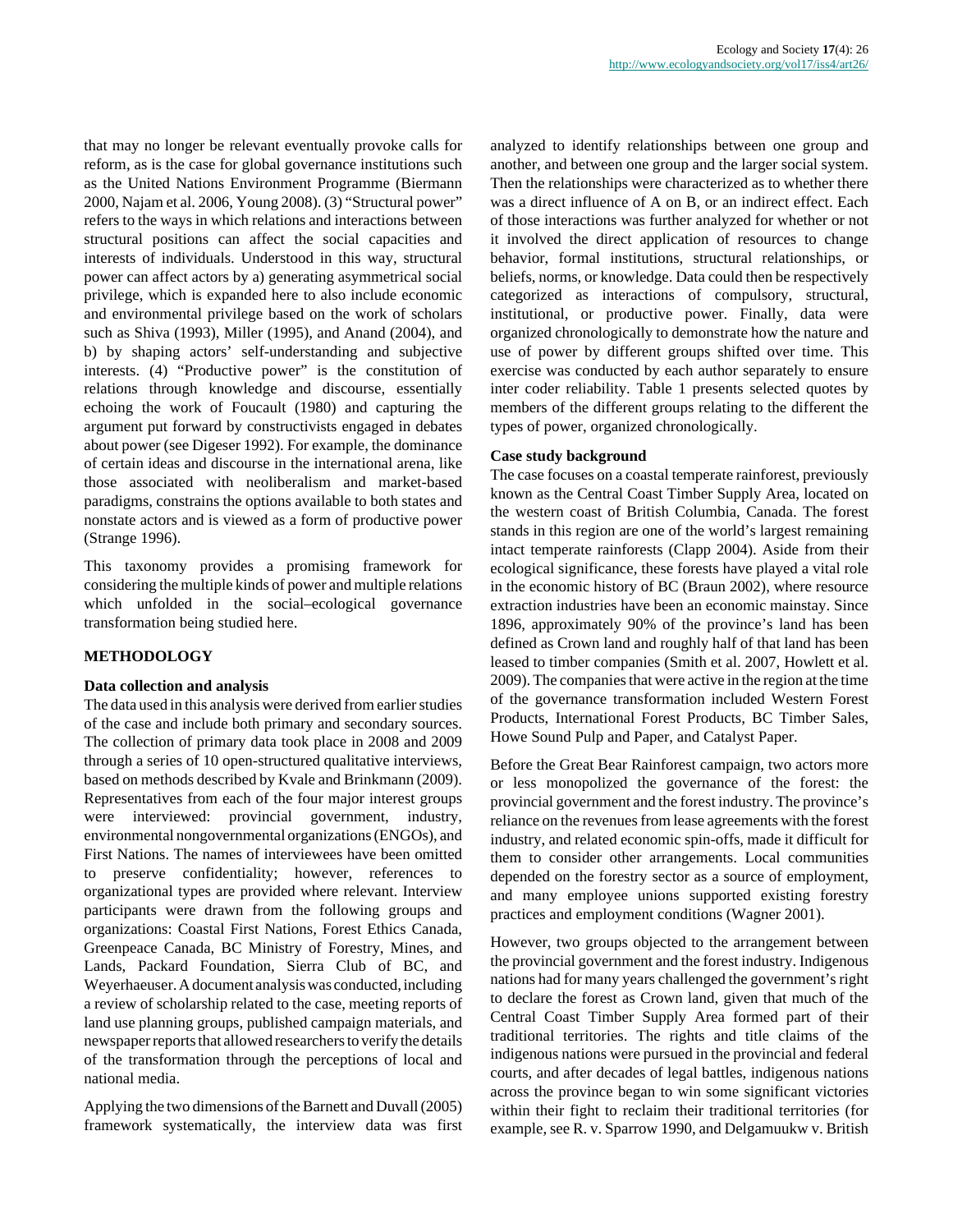that may no longer be relevant eventually provoke calls for reform, as is the case for global governance institutions such as the United Nations Environment Programme (Biermann 2000, Najam et al. 2006, Young 2008). (3) "Structural power" refers to the ways in which relations and interactions between structural positions can affect the social capacities and interests of individuals. Understood in this way, structural power can affect actors by a) generating asymmetrical social privilege, which is expanded here to also include economic and environmental privilege based on the work of scholars such as Shiva (1993), Miller (1995), and Anand (2004), and b) by shaping actors' self-understanding and subjective interests. (4) "Productive power" is the constitution of relations through knowledge and discourse, essentially echoing the work of Foucault (1980) and capturing the argument put forward by constructivists engaged in debates about power (see Digeser 1992). For example, the dominance of certain ideas and discourse in the international arena, like those associated with neoliberalism and market-based paradigms, constrains the options available to both states and nonstate actors and is viewed as a form of productive power (Strange 1996).

This taxonomy provides a promising framework for considering the multiple kinds of power and multiple relations which unfolded in the social–ecological governance transformation being studied here.

## METHODOLOGY

### Data collection and analysis

The data used in this analysis were derived from earlier studies of the case and include both primary and secondary sources. The collection of primary data took place in 2008 and 2009 through a series of 10 open-structured qualitative interviews, based on methods described by Kvale and Brinkmann (2009). Representatives from each of the four major interest groups were interviewed: provincial government, industry, environmental nongovernmental organizations (ENGOs), and First Nations. The names of interviewees have been omitted to preserve confidentiality; however, references to organizational types are provided where relevant. Interview participants were drawn from the following groups and organizations: Coastal First Nations, Forest Ethics Canada, Greenpeace Canada, BC Ministry of Forestry, Mines, and Lands, Packard Foundation, Sierra Club of BC, and Weyerhaeuser. A document analysis was conducted, including a review of scholarship related to the case, meeting reports of land use planning groups, published campaign materials, and newspaper reports that allowed researchers to verify the details of the transformation through the perceptions of local and national media.

Applying the two dimensions of the Barnett and Duvall (2005) framework systematically, the interview data was first analyzed to identify relationships between one group and another, and between one group and the larger social system. Then the relationships were characterized as to whether there was a direct influence of A on B, or an indirect effect. Each of those interactions was further analyzed for whether or not it involved the direct application of resources to change behavior, formal institutions, structural relationships, or beliefs, norms, or knowledge. Data could then be respectively categorized as interactions of compulsory, structural, institutional, or productive power. Finally, data were organized chronologically to demonstrate how the nature and use of power by different groups shifted over time. This exercise was conducted by each author separately to ensure inter coder reliability. Table 1 presents selected quotes by members of the different groups relating to the different the types of power, organized chronologically.

### Case study background

The case focuses on a coastal temperate rainforest, previously known as the Central Coast Timber Supply Area, located on the western coast of British Columbia, Canada. The forest stands in this region are one of the world's largest remaining intact temperate rainforests (Clapp 2004). Aside from their ecological significance, these forests have played a vital role in the economic history of BC (Braun 2002), where resource extraction industries have been an economic mainstay. Since 1896, approximately 90% of the province's land has been defined as Crown land and roughly half of that land has been leased to timber companies (Smith et al. 2007, Howlett et al. 2009). The companies that were active in the region at the time of the governance transformation included Western Forest Products, International Forest Products, BC Timber Sales, Howe Sound Pulp and Paper, and Catalyst Paper.

Before the Great Bear Rainforest campaign, two actors more or less monopolized the governance of the forest: the provincial government and the forest industry. The province's reliance on the revenues from lease agreements with the forest industry, and related economic spin-offs, made it difficult for them to consider other arrangements. Local communities depended on the forestry sector as a source of employment, and many employee unions supported existing forestry practices and employment conditions (Wagner 2001).

However, two groups objected to the arrangement between the provincial government and the forest industry. Indigenous nations had for many years challenged the government's right to declare the forest as Crown land, given that much of the Central Coast Timber Supply Area formed part of their traditional territories. The rights and title claims of the indigenous nations were pursued in the provincial and federal courts, and after decades of legal battles, indigenous nations across the province began to win some significant victories within their fight to reclaim their traditional territories (for example, see R. v. Sparrow 1990, and Delgamuukw v. British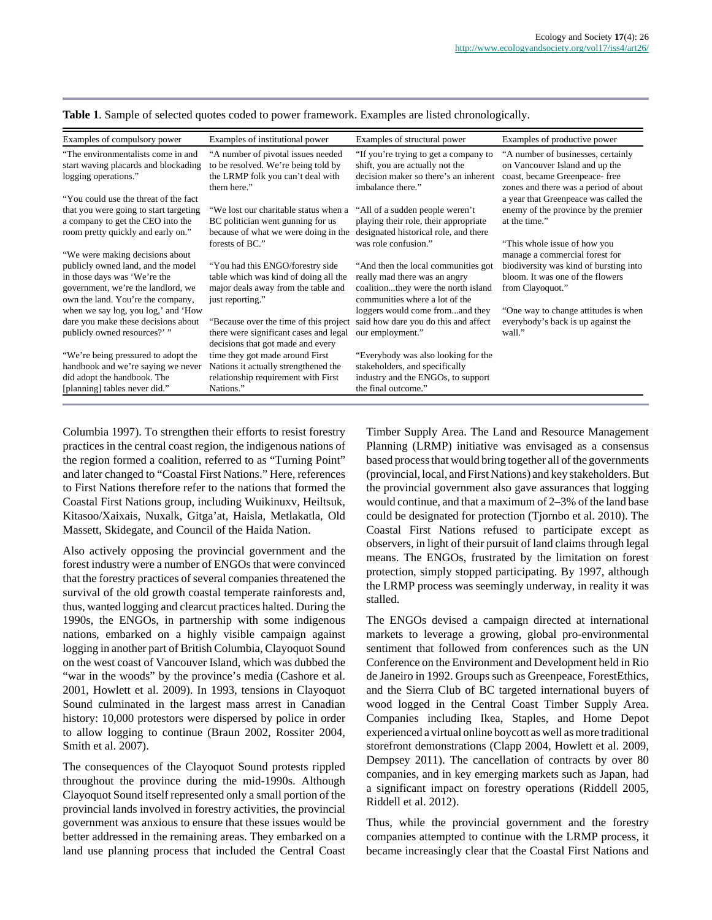**Table 1**. Sample of selected quotes coded to power framework. Examples are listed chronologically.

| Examples of compulsory power | Examples of institutional power | Examples of structural power | Examples of productive power |
|---|---|---|---|
| "The environmentalists come in and start waving placards and blockading logging operations." | "A number of pivotal issues needed to be resolved. We're being told by the LRMP folk you can't deal with them here." | "If you're trying to get a company to shift, you are actually not the decision maker so there's an inherent imbalance there." | "A number of businesses, certainly on Vancouver Island and up the coast, became Greenpeace- free zones and there was a period of about a year that Greenpeace was called the enemy of the province by the premier at the time." |
| "You could use the threat of the fact that you were going to start targeting a company to get the CEO into the room pretty quickly and early on." | "We lost our charitable status when a BC politician went gunning for us because of what we were doing in the forests of BC." | "All of a sudden people weren't playing their role, their appropriate designated historical role, and there was role confusion." | "This whole issue of how you manage a commercial forest for biodiversity was kind of bursting into bloom. It was one of the flowers from Clayoquot." |
| "We were making decisions about publicly owned land, and the model in those days was 'We're the government, we're the landlord, we own the land. You're the company, when we say log, you log,' and 'How dare you make these decisions about publicly owned resources?' " | "You had this ENGO/forestry side table which was kind of doing all the major deals away from the table and just reporting." | "And then the local communities got really mad there was an angry coalition...they were the north island communities where a lot of the loggers would come from...and they said how dare you do this and affect our employment." | "One way to change attitudes is when everybody's back is up against the wall." |
| "We're being pressured to adopt the handbook and we're saying we never did adopt the handbook. The [planning] tables never did." | "Because over the time of this project there were significant cases and legal decisions that got made and every time they got made around First Nations it actually strengthened the relationship requirement with First Nations." | "Everybody was also looking for the stakeholders, and specifically industry and the ENGOs, to support the final outcome." | |

Columbia 1997). To strengthen their efforts to resist forestry practices in the central coast region, the indigenous nations of the region formed a coalition, referred to as "Turning Point" and later changed to "Coastal First Nations." Here, references to First Nations therefore refer to the nations that formed the Coastal First Nations group, including Wuikinuxv, Heiltsuk, Kitasoo/Xaixais, Nuxalk, Gitga'at, Haisla, Metlakatla, Old Massett, Skidegate, and Council of the Haida Nation.

Also actively opposing the provincial government and the forest industry were a number of ENGOs that were convinced that the forestry practices of several companies threatened the survival of the old growth coastal temperate rainforests and, thus, wanted logging and clearcut practices halted. During the 1990s, the ENGOs, in partnership with some indigenous nations, embarked on a highly visible campaign against logging in another part of British Columbia, Clayoquot Sound on the west coast of Vancouver Island, which was dubbed the "war in the woods" by the province's media (Cashore et al. 2001, Howlett et al. 2009). In 1993, tensions in Clayoquot Sound culminated in the largest mass arrest in Canadian history: 10,000 protestors were dispersed by police in order to allow logging to continue (Braun 2002, Rossiter 2004, Smith et al. 2007).

The consequences of the Clayoquot Sound protests rippled throughout the province during the mid-1990s. Although Clayoquot Sound itself represented only a small portion of the provincial lands involved in forestry activities, the provincial government was anxious to ensure that these issues would be better addressed in the remaining areas. They embarked on a land use planning process that included the Central Coast Timber Supply Area. The Land and Resource Management Planning (LRMP) initiative was envisaged as a consensus based process that would bring together all of the governments (provincial, local, and First Nations) and key stakeholders. But the provincial government also gave assurances that logging would continue, and that a maximum of 2–3% of the land base could be designated for protection (Tjornbo et al. 2010). The Coastal First Nations refused to participate except as observers, in light of their pursuit of land claims through legal means. The ENGOs, frustrated by the limitation on forest protection, simply stopped participating. By 1997, although the LRMP process was seemingly underway, in reality it was stalled.

The ENGOs devised a campaign directed at international markets to leverage a growing, global pro-environmental sentiment that followed from conferences such as the UN Conference on the Environment and Development held in Rio de Janeiro in 1992. Groups such as Greenpeace, ForestEthics, and the Sierra Club of BC targeted international buyers of wood logged in the Central Coast Timber Supply Area. Companies including Ikea, Staples, and Home Depot experienced a virtual online boycott as well as more traditional storefront demonstrations (Clapp 2004, Howlett et al. 2009, Dempsey 2011). The cancellation of contracts by over 80 companies, and in key emerging markets such as Japan, had a significant impact on forestry operations (Riddell 2005, Riddell et al. 2012).

Thus, while the provincial government and the forestry companies attempted to continue with the LRMP process, it became increasingly clear that the Coastal First Nations and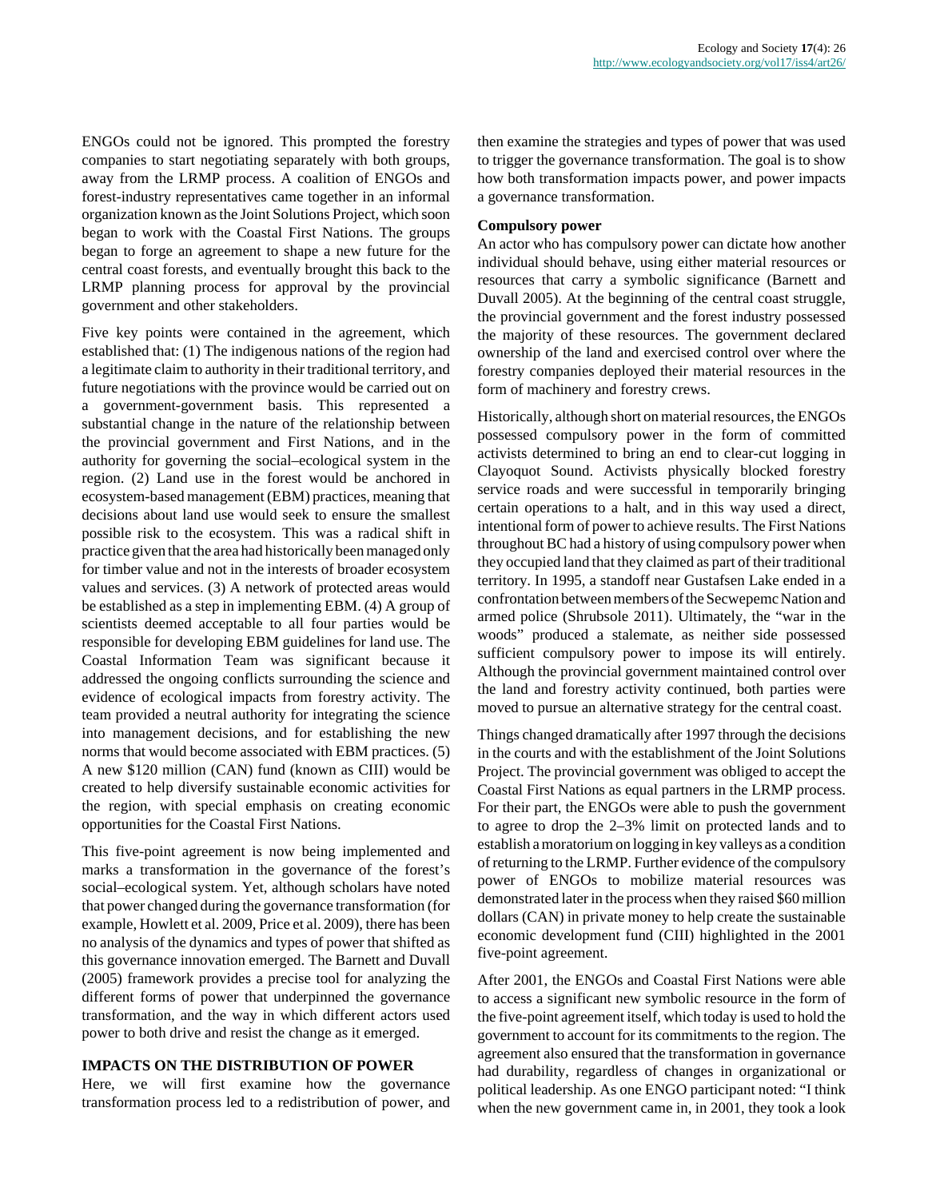ENGOs could not be ignored. This prompted the forestry companies to start negotiating separately with both groups, away from the LRMP process. A coalition of ENGOs and forest-industry representatives came together in an informal organization known as the Joint Solutions Project, which soon began to work with the Coastal First Nations. The groups began to forge an agreement to shape a new future for the central coast forests, and eventually brought this back to the LRMP planning process for approval by the provincial government and other stakeholders.

Five key points were contained in the agreement, which established that: (1) The indigenous nations of the region had a legitimate claim to authority in their traditional territory, and future negotiations with the province would be carried out on a government-government basis. This represented a substantial change in the nature of the relationship between the provincial government and First Nations, and in the authority for governing the social–ecological system in the region. (2) Land use in the forest would be anchored in ecosystem-based management (EBM) practices, meaning that decisions about land use would seek to ensure the smallest possible risk to the ecosystem. This was a radical shift in practice given that the area had historically been managed only for timber value and not in the interests of broader ecosystem values and services. (3) A network of protected areas would be established as a step in implementing EBM. (4) A group of scientists deemed acceptable to all four parties would be responsible for developing EBM guidelines for land use. The Coastal Information Team was significant because it addressed the ongoing conflicts surrounding the science and evidence of ecological impacts from forestry activity. The team provided a neutral authority for integrating the science into management decisions, and for establishing the new norms that would become associated with EBM practices. (5) A new $120 million (CAN) fund (known as CIII) would be created to help diversify sustainable economic activities for the region, with special emphasis on creating economic opportunities for the Coastal First Nations.

This five-point agreement is now being implemented and marks a transformation in the governance of the forest's social–ecological system. Yet, although scholars have noted that power changed during the governance transformation (for example, Howlett et al. 2009, Price et al. 2009), there has been no analysis of the dynamics and types of power that shifted as this governance innovation emerged. The Barnett and Duvall (2005) framework provides a precise tool for analyzing the different forms of power that underpinned the governance transformation, and the way in which different actors used power to both drive and resist the change as it emerged.

## IMPACTS ON THE DISTRIBUTION OF POWER

Here, we will first examine how the governance transformation process led to a redistribution of power, and then examine the strategies and types of power that was used to trigger the governance transformation. The goal is to show how both transformation impacts power, and power impacts a governance transformation.

### Compulsory power

An actor who has compulsory power can dictate how another individual should behave, using either material resources or resources that carry a symbolic significance (Barnett and Duvall 2005). At the beginning of the central coast struggle, the provincial government and the forest industry possessed the majority of these resources. The government declared ownership of the land and exercised control over where the forestry companies deployed their material resources in the form of machinery and forestry crews.

Historically, although short on material resources, the ENGOs possessed compulsory power in the form of committed activists determined to bring an end to clear-cut logging in Clayoquot Sound. Activists physically blocked forestry service roads and were successful in temporarily bringing certain operations to a halt, and in this way used a direct, intentional form of power to achieve results. The First Nations throughout BC had a history of using compulsory power when they occupied land that they claimed as part of their traditional territory. In 1995, a standoff near Gustafsen Lake ended in a confrontation between members of the Secwepemc Nation and armed police (Shrubsole 2011). Ultimately, the "war in the woods" produced a stalemate, as neither side possessed sufficient compulsory power to impose its will entirely. Although the provincial government maintained control over the land and forestry activity continued, both parties were moved to pursue an alternative strategy for the central coast.

Things changed dramatically after 1997 through the decisions in the courts and with the establishment of the Joint Solutions Project. The provincial government was obliged to accept the Coastal First Nations as equal partners in the LRMP process. For their part, the ENGOs were able to push the government to agree to drop the 2–3% limit on protected lands and to establish a moratorium on logging in key valleys as a condition of returning to the LRMP. Further evidence of the compulsory power of ENGOs to mobilize material resources was demonstrated later in the process when they raised $60 million dollars (CAN) in private money to help create the sustainable economic development fund (CIII) highlighted in the 2001 five-point agreement.

After 2001, the ENGOs and Coastal First Nations were able to access a significant new symbolic resource in the form of the five-point agreement itself, which today is used to hold the government to account for its commitments to the region. The agreement also ensured that the transformation in governance had durability, regardless of changes in organizational or political leadership. As one ENGO participant noted: "I think when the new government came in, in 2001, they took a look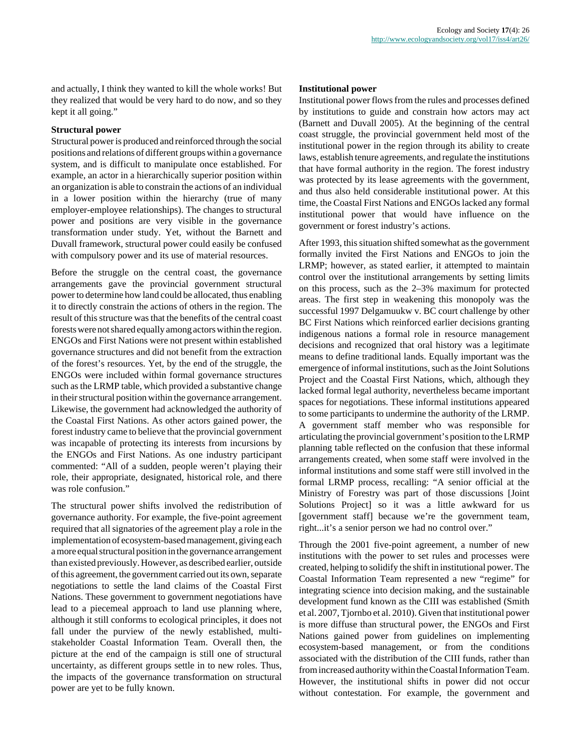and actually, I think they wanted to kill the whole works! But they realized that would be very hard to do now, and so they kept it all going."

### Structural power

Structural power is produced and reinforced through the social positions and relations of different groups within a governance system, and is difficult to manipulate once established. For example, an actor in a hierarchically superior position within an organization is able to constrain the actions of an individual in a lower position within the hierarchy (true of many employer-employee relationships). The changes to structural power and positions are very visible in the governance transformation under study. Yet, without the Barnett and Duvall framework, structural power could easily be confused with compulsory power and its use of material resources.

Before the struggle on the central coast, the governance arrangements gave the provincial government structural power to determine how land could be allocated, thus enabling it to directly constrain the actions of others in the region. The result of this structure was that the benefits of the central coast forests were not shared equally among actors within the region. ENGOs and First Nations were not present within established governance structures and did not benefit from the extraction of the forest's resources. Yet, by the end of the struggle, the ENGOs were included within formal governance structures such as the LRMP table, which provided a substantive change in their structural position within the governance arrangement. Likewise, the government had acknowledged the authority of the Coastal First Nations. As other actors gained power, the forest industry came to believe that the provincial government was incapable of protecting its interests from incursions by the ENGOs and First Nations. As one industry participant commented: "All of a sudden, people weren't playing their role, their appropriate, designated, historical role, and there was role confusion."

The structural power shifts involved the redistribution of governance authority. For example, the five-point agreement required that all signatories of the agreement play a role in the implementation of ecosystem-based management, giving each a more equal structural position in the governance arrangement than existed previously. However, as described earlier, outside of this agreement, the government carried out its own, separate negotiations to settle the land claims of the Coastal First Nations. These government to government negotiations have lead to a piecemeal approach to land use planning where, although it still conforms to ecological principles, it does not fall under the purview of the newly established, multi-stakeholder Coastal Information Team. Overall then, the picture at the end of the campaign is still one of structural uncertainty, as different groups settle in to new roles. Thus, the impacts of the governance transformation on structural power are yet to be fully known.

### Institutional power

Institutional power flows from the rules and processes defined by institutions to guide and constrain how actors may act (Barnett and Duvall 2005). At the beginning of the central coast struggle, the provincial government held most of the institutional power in the region through its ability to create laws, establish tenure agreements, and regulate the institutions that have formal authority in the region. The forest industry was protected by its lease agreements with the government, and thus also held considerable institutional power. At this time, the Coastal First Nations and ENGOs lacked any formal institutional power that would have influence on the government or forest industry's actions.

After 1993, this situation shifted somewhat as the government formally invited the First Nations and ENGOs to join the LRMP; however, as stated earlier, it attempted to maintain control over the institutional arrangements by setting limits on this process, such as the 2–3% maximum for protected areas. The first step in weakening this monopoly was the successful 1997 Delgamuukw v. BC court challenge by other BC First Nations which reinforced earlier decisions granting indigenous nations a formal role in resource management decisions and recognized that oral history was a legitimate means to define traditional lands. Equally important was the emergence of informal institutions, such as the Joint Solutions Project and the Coastal First Nations, which, although they lacked formal legal authority, nevertheless became important spaces for negotiations. These informal institutions appeared to some participants to undermine the authority of the LRMP. A government staff member who was responsible for articulating the provincial government's position to the LRMP planning table reflected on the confusion that these informal arrangements created, when some staff were involved in the informal institutions and some staff were still involved in the formal LRMP process, recalling: "A senior official at the Ministry of Forestry was part of those discussions [Joint Solutions Project] so it was a little awkward for us [government staff] because we're the government team, right...it's a senior person we had no control over."

Through the 2001 five-point agreement, a number of new institutions with the power to set rules and processes were created, helping to solidify the shift in institutional power. The Coastal Information Team represented a new "regime" for integrating science into decision making, and the sustainable development fund known as the CIII was established (Smith et al. 2007, Tjornbo et al. 2010). Given that institutional power is more diffuse than structural power, the ENGOs and First Nations gained power from guidelines on implementing ecosystem-based management, or from the conditions associated with the distribution of the CIII funds, rather than from increased authority within the Coastal Information Team. However, the institutional shifts in power did not occur without contestation. For example, the government and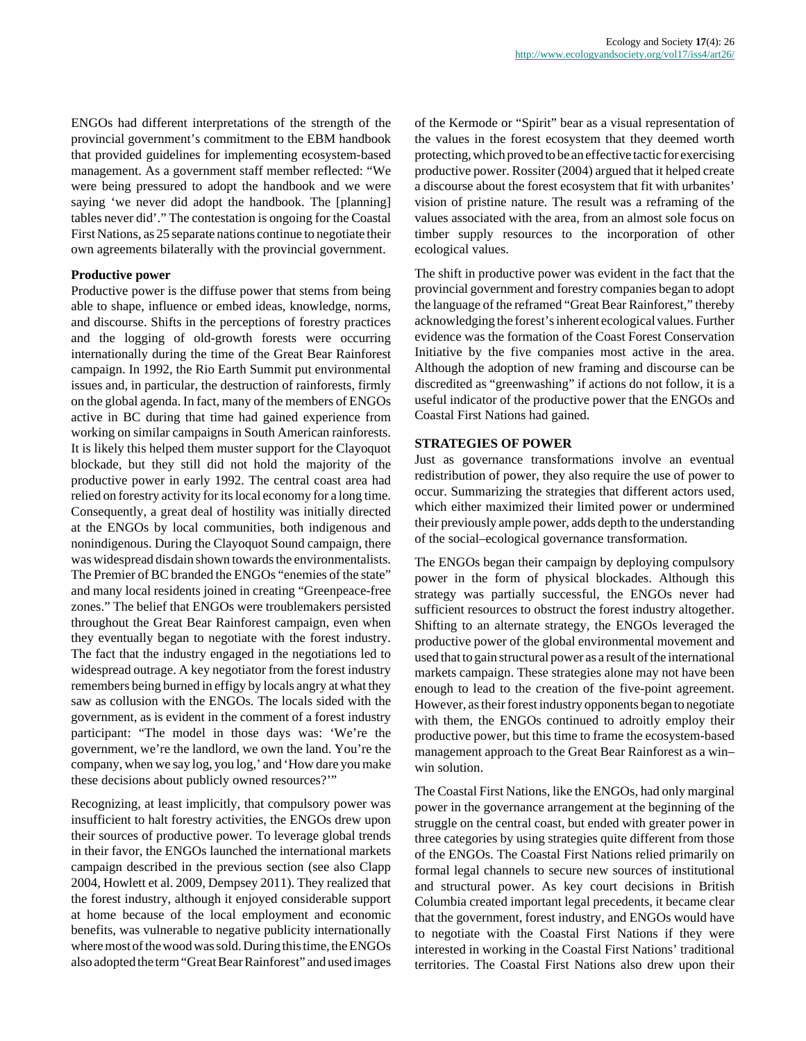ENGOs had different interpretations of the strength of the provincial government's commitment to the EBM handbook that provided guidelines for implementing ecosystem-based management. As a government staff member reflected: "We were being pressured to adopt the handbook and we were saying 'we never did adopt the handbook. The [planning] tables never did'." The contestation is ongoing for the Coastal First Nations, as 25 separate nations continue to negotiate their own agreements bilaterally with the provincial government.

### Productive power

Productive power is the diffuse power that stems from being able to shape, influence or embed ideas, knowledge, norms, and discourse. Shifts in the perceptions of forestry practices and the logging of old-growth forests were occurring internationally during the time of the Great Bear Rainforest campaign. In 1992, the Rio Earth Summit put environmental issues and, in particular, the destruction of rainforests, firmly on the global agenda. In fact, many of the members of ENGOs active in BC during that time had gained experience from working on similar campaigns in South American rainforests. It is likely this helped them muster support for the Clayoquot blockade, but they still did not hold the majority of the productive power in early 1992. The central coast area had relied on forestry activity for its local economy for a long time. Consequently, a great deal of hostility was initially directed at the ENGOs by local communities, both indigenous and nonindigenous. During the Clayoquot Sound campaign, there was widespread disdain shown towards the environmentalists. The Premier of BC branded the ENGOs "enemies of the state" and many local residents joined in creating "Greenpeace-free zones." The belief that ENGOs were troublemakers persisted throughout the Great Bear Rainforest campaign, even when they eventually began to negotiate with the forest industry. The fact that the industry engaged in the negotiations led to widespread outrage. A key negotiator from the forest industry remembers being burned in effigy by locals angry at what they saw as collusion with the ENGOs. The locals sided with the government, as is evident in the comment of a forest industry participant: "The model in those days was: 'We're the government, we're the landlord, we own the land. You're the company, when we say log, you log,' and 'How dare you make these decisions about publicly owned resources?'"

Recognizing, at least implicitly, that compulsory power was insufficient to halt forestry activities, the ENGOs drew upon their sources of productive power. To leverage global trends in their favor, the ENGOs launched the international markets campaign described in the previous section (see also Clapp 2004, Howlett et al. 2009, Dempsey 2011). They realized that the forest industry, although it enjoyed considerable support at home because of the local employment and economic benefits, was vulnerable to negative publicity internationally where most of the wood was sold. During this time, the ENGOs also adopted the term "Great Bear Rainforest" and used images of the Kermode or "Spirit" bear as a visual representation of the values in the forest ecosystem that they deemed worth protecting, which proved to be an effective tactic for exercising productive power. Rossiter (2004) argued that it helped create a discourse about the forest ecosystem that fit with urbanites' vision of pristine nature. The result was a reframing of the values associated with the area, from an almost sole focus on timber supply resources to the incorporation of other ecological values.

The shift in productive power was evident in the fact that the provincial government and forestry companies began to adopt the language of the reframed "Great Bear Rainforest," thereby acknowledging the forest's inherent ecological values. Further evidence was the formation of the Coast Forest Conservation Initiative by the five companies most active in the area. Although the adoption of new framing and discourse can be discredited as "greenwashing" if actions do not follow, it is a useful indicator of the productive power that the ENGOs and Coastal First Nations had gained.

## STRATEGIES OF POWER

Just as governance transformations involve an eventual redistribution of power, they also require the use of power to occur. Summarizing the strategies that different actors used, which either maximized their limited power or undermined their previously ample power, adds depth to the understanding of the social–ecological governance transformation.

The ENGOs began their campaign by deploying compulsory power in the form of physical blockades. Although this strategy was partially successful, the ENGOs never had sufficient resources to obstruct the forest industry altogether. Shifting to an alternate strategy, the ENGOs leveraged the productive power of the global environmental movement and used that to gain structural power as a result of the international markets campaign. These strategies alone may not have been enough to lead to the creation of the five-point agreement. However, as their forest industry opponents began to negotiate with them, the ENGOs continued to adroitly employ their productive power, but this time to frame the ecosystem-based management approach to the Great Bear Rainforest as a win–win solution.

The Coastal First Nations, like the ENGOs, had only marginal power in the governance arrangement at the beginning of the struggle on the central coast, but ended with greater power in three categories by using strategies quite different from those of the ENGOs. The Coastal First Nations relied primarily on formal legal channels to secure new sources of institutional and structural power. As key court decisions in British Columbia created important legal precedents, it became clear that the government, forest industry, and ENGOs would have to negotiate with the Coastal First Nations if they were interested in working in the Coastal First Nations' traditional territories. The Coastal First Nations also drew upon their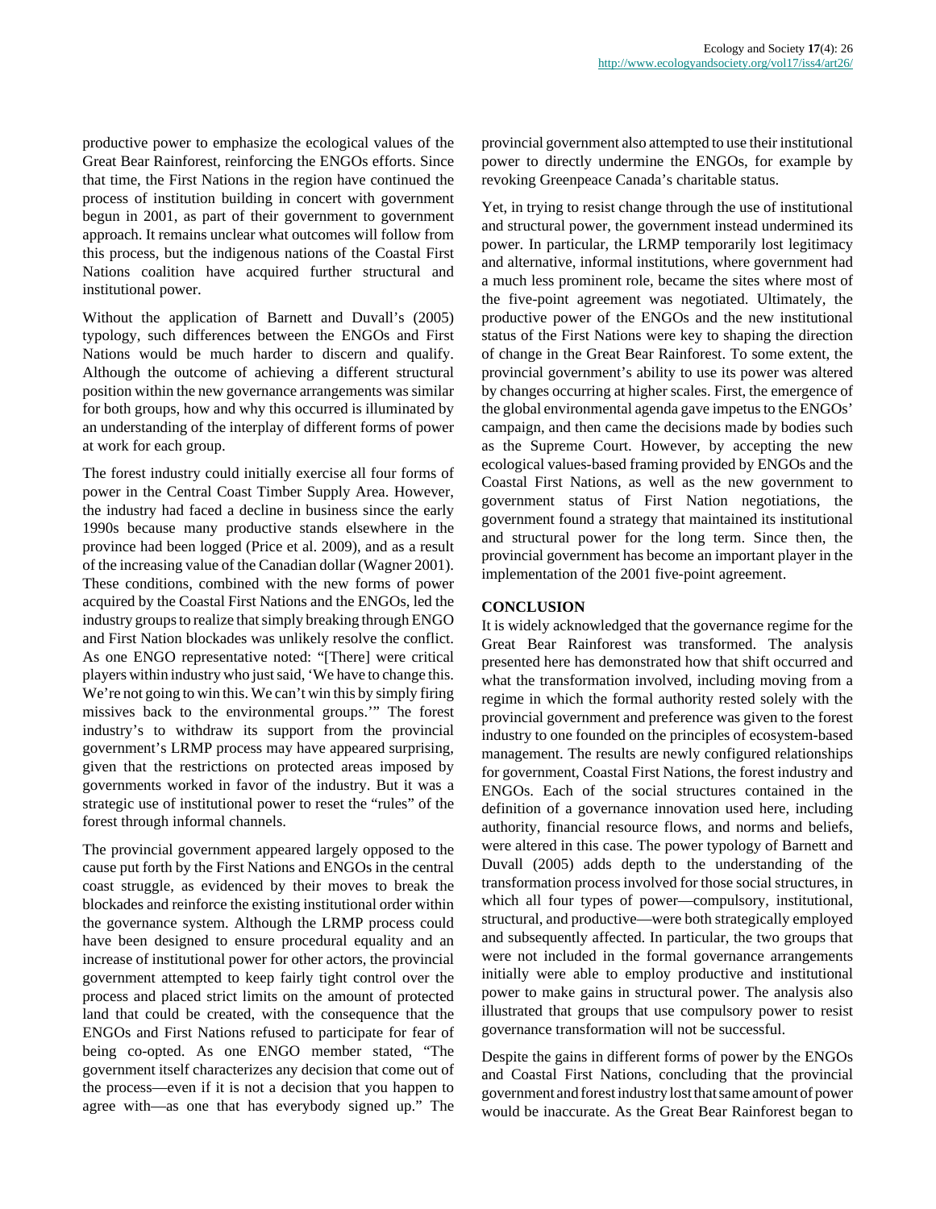productive power to emphasize the ecological values of the Great Bear Rainforest, reinforcing the ENGOs efforts. Since that time, the First Nations in the region have continued the process of institution building in concert with government begun in 2001, as part of their government to government approach. It remains unclear what outcomes will follow from this process, but the indigenous nations of the Coastal First Nations coalition have acquired further structural and institutional power.

Without the application of Barnett and Duvall's (2005) typology, such differences between the ENGOs and First Nations would be much harder to discern and qualify. Although the outcome of achieving a different structural position within the new governance arrangements was similar for both groups, how and why this occurred is illuminated by an understanding of the interplay of different forms of power at work for each group.

The forest industry could initially exercise all four forms of power in the Central Coast Timber Supply Area. However, the industry had faced a decline in business since the early 1990s because many productive stands elsewhere in the province had been logged (Price et al. 2009), and as a result of the increasing value of the Canadian dollar (Wagner 2001). These conditions, combined with the new forms of power acquired by the Coastal First Nations and the ENGOs, led the industry groups to realize that simply breaking through ENGO and First Nation blockades was unlikely resolve the conflict. As one ENGO representative noted: "[There] were critical players within industry who just said, 'We have to change this. We're not going to win this. We can't win this by simply firing missives back to the environmental groups.'" The forest industry's to withdraw its support from the provincial government's LRMP process may have appeared surprising, given that the restrictions on protected areas imposed by governments worked in favor of the industry. But it was a strategic use of institutional power to reset the "rules" of the forest through informal channels.

The provincial government appeared largely opposed to the cause put forth by the First Nations and ENGOs in the central coast struggle, as evidenced by their moves to break the blockades and reinforce the existing institutional order within the governance system. Although the LRMP process could have been designed to ensure procedural equality and an increase of institutional power for other actors, the provincial government attempted to keep fairly tight control over the process and placed strict limits on the amount of protected land that could be created, with the consequence that the ENGOs and First Nations refused to participate for fear of being co-opted. As one ENGO member stated, "The government itself characterizes any decision that come out of the process—even if it is not a decision that you happen to agree with—as one that has everybody signed up." The provincial government also attempted to use their institutional power to directly undermine the ENGOs, for example by revoking Greenpeace Canada's charitable status.

Yet, in trying to resist change through the use of institutional and structural power, the government instead undermined its power. In particular, the LRMP temporarily lost legitimacy and alternative, informal institutions, where government had a much less prominent role, became the sites where most of the five-point agreement was negotiated. Ultimately, the productive power of the ENGOs and the new institutional status of the First Nations were key to shaping the direction of change in the Great Bear Rainforest. To some extent, the provincial government's ability to use its power was altered by changes occurring at higher scales. First, the emergence of the global environmental agenda gave impetus to the ENGOs' campaign, and then came the decisions made by bodies such as the Supreme Court. However, by accepting the new ecological values-based framing provided by ENGOs and the Coastal First Nations, as well as the new government to government status of First Nation negotiations, the government found a strategy that maintained its institutional and structural power for the long term. Since then, the provincial government has become an important player in the implementation of the 2001 five-point agreement.

## CONCLUSION

It is widely acknowledged that the governance regime for the Great Bear Rainforest was transformed. The analysis presented here has demonstrated how that shift occurred and what the transformation involved, including moving from a regime in which the formal authority rested solely with the provincial government and preference was given to the forest industry to one founded on the principles of ecosystem-based management. The results are newly configured relationships for government, Coastal First Nations, the forest industry and ENGOs. Each of the social structures contained in the definition of a governance innovation used here, including authority, financial resource flows, and norms and beliefs, were altered in this case. The power typology of Barnett and Duvall (2005) adds depth to the understanding of the transformation process involved for those social structures, in which all four types of power—compulsory, institutional, structural, and productive—were both strategically employed and subsequently affected. In particular, the two groups that were not included in the formal governance arrangements initially were able to employ productive and institutional power to make gains in structural power. The analysis also illustrated that groups that use compulsory power to resist governance transformation will not be successful.

Despite the gains in different forms of power by the ENGOs and Coastal First Nations, concluding that the provincial government and forest industry lost that same amount of power would be inaccurate. As the Great Bear Rainforest began to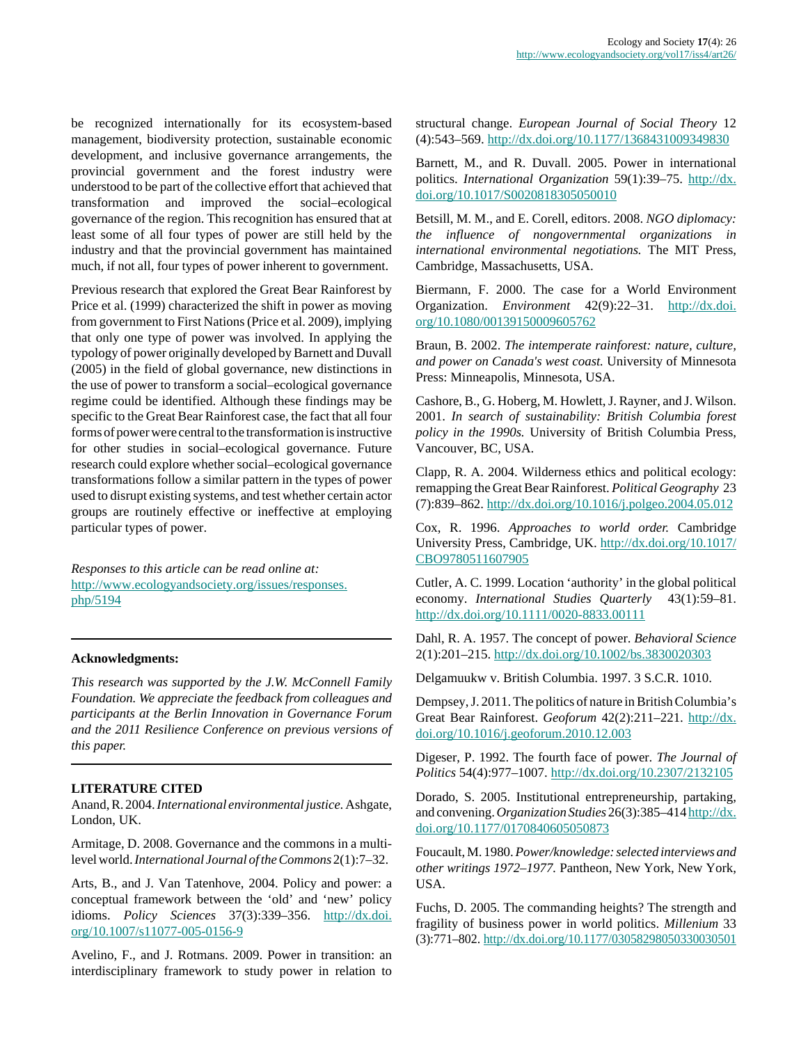be recognized internationally for its ecosystem-based management, biodiversity protection, sustainable economic development, and inclusive governance arrangements, the provincial government and the forest industry were understood to be part of the collective effort that achieved that transformation and improved the social–ecological governance of the region. This recognition has ensured that at least some of all four types of power are still held by the industry and that the provincial government has maintained much, if not all, four types of power inherent to government.

Previous research that explored the Great Bear Rainforest by Price et al. (1999) characterized the shift in power as moving from government to First Nations (Price et al. 2009), implying that only one type of power was involved. In applying the typology of power originally developed by Barnett and Duvall (2005) in the field of global governance, new distinctions in the use of power to transform a social–ecological governance regime could be identified. Although these findings may be specific to the Great Bear Rainforest case, the fact that all four forms of power were central to the transformation is instructive for other studies in social–ecological governance. Future research could explore whether social–ecological governance transformations follow a similar pattern in the types of power used to disrupt existing systems, and test whether certain actor groups are routinely effective or ineffective at employing particular types of power.

*Responses to this article can be read online at:*
http://www.ecologyandsociety.org/issues/responses.php/5194

---

**Acknowledgments:**

*This research was supported by the J.W. McConnell Family Foundation. We appreciate the feedback from colleagues and participants at the Berlin Innovation in Governance Forum and the 2011 Resilience Conference on previous versions of this paper.*

---

**LITERATURE CITED**

Anand, R. 2004. *International environmental justice.* Ashgate, London, UK.

Armitage, D. 2008. Governance and the commons in a multi-level world. *International Journal of the Commons* 2(1):7–32.

Arts, B., and J. Van Tatenhove, 2004. Policy and power: a conceptual framework between the 'old' and 'new' policy idioms. *Policy Sciences* 37(3):339–356. http://dx.doi.org/10.1007/s11077-005-0156-9

Avelino, F., and J. Rotmans. 2009. Power in transition: an interdisciplinary framework to study power in relation to structural change. *European Journal of Social Theory* 12 (4):543–569. http://dx.doi.org/10.1177/1368431009349830

Barnett, M., and R. Duvall. 2005. Power in international politics. *International Organization* 59(1):39–75. http://dx.doi.org/10.1017/S0020818305050010

Betsill, M. M., and E. Corell, editors. 2008. *NGO diplomacy: the influence of nongovernmental organizations in international environmental negotiations.* The MIT Press, Cambridge, Massachusetts, USA.

Biermann, F. 2000. The case for a World Environment Organization. *Environment* 42(9):22–31. http://dx.doi.org/10.1080/00139150009605762

Braun, B. 2002. *The intemperate rainforest: nature, culture, and power on Canada's west coast.* University of Minnesota Press: Minneapolis, Minnesota, USA.

Cashore, B., G. Hoberg, M. Howlett, J. Rayner, and J. Wilson. 2001. *In search of sustainability: British Columbia forest policy in the 1990s.* University of British Columbia Press, Vancouver, BC, USA.

Clapp, R. A. 2004. Wilderness ethics and political ecology: remapping the Great Bear Rainforest. *Political Geography* 23 (7):839–862. http://dx.doi.org/10.1016/j.polgeo.2004.05.012

Cox, R. 1996. *Approaches to world order.* Cambridge University Press, Cambridge, UK. http://dx.doi.org/10.1017/CBO9780511607905

Cutler, A. C. 1999. Location 'authority' in the global political economy. *International Studies Quarterly* 43(1):59–81. http://dx.doi.org/10.1111/0020-8833.00111

Dahl, R. A. 1957. The concept of power. *Behavioral Science* 2(1):201–215. http://dx.doi.org/10.1002/bs.3830020303

Delgamuukw v. British Columbia. 1997. 3 S.C.R. 1010.

Dempsey, J. 2011. The politics of nature in British Columbia's Great Bear Rainforest. *Geoforum* 42(2):211–221. http://dx.doi.org/10.1016/j.geoforum.2010.12.003

Digeser, P. 1992. The fourth face of power. *The Journal of Politics* 54(4):977–1007. http://dx.doi.org/10.2307/2132105

Dorado, S. 2005. Institutional entrepreneurship, partaking, and convening. *Organization Studies* 26(3):385–414 http://dx.doi.org/10.1177/0170840605050873

Foucault, M. 1980. *Power/knowledge: selected interviews and other writings 1972–1977.* Pantheon, New York, New York, USA.

Fuchs, D. 2005. The commanding heights? The strength and fragility of business power in world politics. *Millenium* 33 (3):771–802. http://dx.doi.org/10.1177/03058298050330030501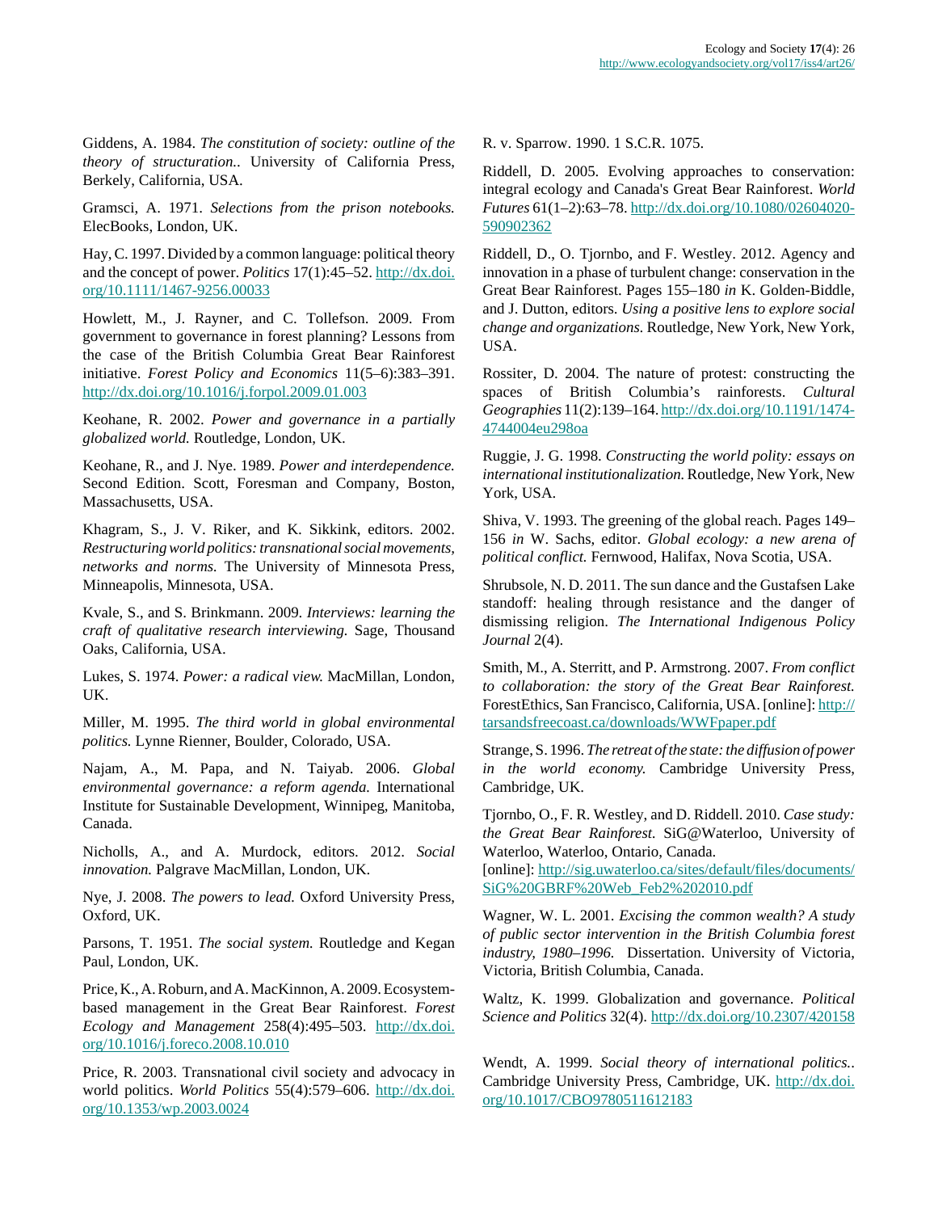Giddens, A. 1984. *The constitution of society: outline of the theory of structuration.*. University of California Press, Berkely, California, USA.

Gramsci, A. 1971. *Selections from the prison notebooks.* ElecBooks, London, UK.

Hay, C. 1997. Divided by a common language: political theory and the concept of power. *Politics* 17(1):45–52. http://dx.doi.org/10.1111/1467-9256.00033

Howlett, M., J. Rayner, and C. Tollefson. 2009. From government to governance in forest planning? Lessons from the case of the British Columbia Great Bear Rainforest initiative. *Forest Policy and Economics* 11(5–6):383–391. http://dx.doi.org/10.1016/j.forpol.2009.01.003

Keohane, R. 2002. *Power and governance in a partially globalized world.* Routledge, London, UK.

Keohane, R., and J. Nye. 1989. *Power and interdependence.* Second Edition. Scott, Foresman and Company, Boston, Massachusetts, USA.

Khagram, S., J. V. Riker, and K. Sikkink, editors. 2002. *Restructuring world politics: transnational social movements, networks and norms.* The University of Minnesota Press, Minneapolis, Minnesota, USA.

Kvale, S., and S. Brinkmann. 2009. *Interviews: learning the craft of qualitative research interviewing.* Sage, Thousand Oaks, California, USA.

Lukes, S. 1974. *Power: a radical view.* MacMillan, London, UK.

Miller, M. 1995. *The third world in global environmental politics.* Lynne Rienner, Boulder, Colorado, USA.

Najam, A., M. Papa, and N. Taiyab. 2006. *Global environmental governance: a reform agenda.* International Institute for Sustainable Development, Winnipeg, Manitoba, Canada.

Nicholls, A., and A. Murdock, editors. 2012. *Social innovation.* Palgrave MacMillan, London, UK.

Nye, J. 2008. *The powers to lead.* Oxford University Press, Oxford, UK.

Parsons, T. 1951. *The social system.* Routledge and Kegan Paul, London, UK.

Price, K., A. Roburn, and A. MacKinnon, A. 2009. Ecosystem-based management in the Great Bear Rainforest. *Forest Ecology and Management* 258(4):495–503. http://dx.doi.org/10.1016/j.foreco.2008.10.010

Price, R. 2003. Transnational civil society and advocacy in world politics. *World Politics* 55(4):579–606. http://dx.doi.org/10.1353/wp.2003.0024

R. v. Sparrow. 1990. 1 S.C.R. 1075.

Riddell, D. 2005. Evolving approaches to conservation: integral ecology and Canada's Great Bear Rainforest. *World Futures* 61(1–2):63–78. http://dx.doi.org/10.1080/02604020-590902362

Riddell, D., O. Tjornbo, and F. Westley. 2012. Agency and innovation in a phase of turbulent change: conservation in the Great Bear Rainforest. Pages 155–180 *in* K. Golden-Biddle, and J. Dutton, editors. *Using a positive lens to explore social change and organizations.* Routledge, New York, New York, USA.

Rossiter, D. 2004. The nature of protest: constructing the spaces of British Columbia's rainforests. *Cultural Geographies* 11(2):139–164. http://dx.doi.org/10.1191/1474-4744004eu298oa

Ruggie, J. G. 1998. *Constructing the world polity: essays on international institutionalization.* Routledge, New York, New York, USA.

Shiva, V. 1993. The greening of the global reach. Pages 149–156 *in* W. Sachs, editor. *Global ecology: a new arena of political conflict.* Fernwood, Halifax, Nova Scotia, USA.

Shrubsole, N. D. 2011. The sun dance and the Gustafsen Lake standoff: healing through resistance and the danger of dismissing religion. *The International Indigenous Policy Journal* 2(4).

Smith, M., A. Sterritt, and P. Armstrong. 2007. *From conflict to collaboration: the story of the Great Bear Rainforest.* ForestEthics, San Francisco, California, USA. [online]: http://tarsandsfreecoast.ca/downloads/WWFpaper.pdf

Strange, S. 1996. *The retreat of the state: the diffusion of power in the world economy.* Cambridge University Press, Cambridge, UK.

Tjornbo, O., F. R. Westley, and D. Riddell. 2010. *Case study: the Great Bear Rainforest.* SiG@Waterloo, University of Waterloo, Waterloo, Ontario, Canada. [online]: http://sig.uwaterloo.ca/sites/default/files/documents/SiG%20GBRF%20Web_Feb2%202010.pdf

Wagner, W. L. 2001. *Excising the common wealth? A study of public sector intervention in the British Columbia forest industry, 1980–1996.* Dissertation. University of Victoria, Victoria, British Columbia, Canada.

Waltz, K. 1999. Globalization and governance. *Political Science and Politics* 32(4). http://dx.doi.org/10.2307/420158

Wendt, A. 1999. *Social theory of international politics.*. Cambridge University Press, Cambridge, UK. http://dx.doi.org/10.1017/CBO9780511612183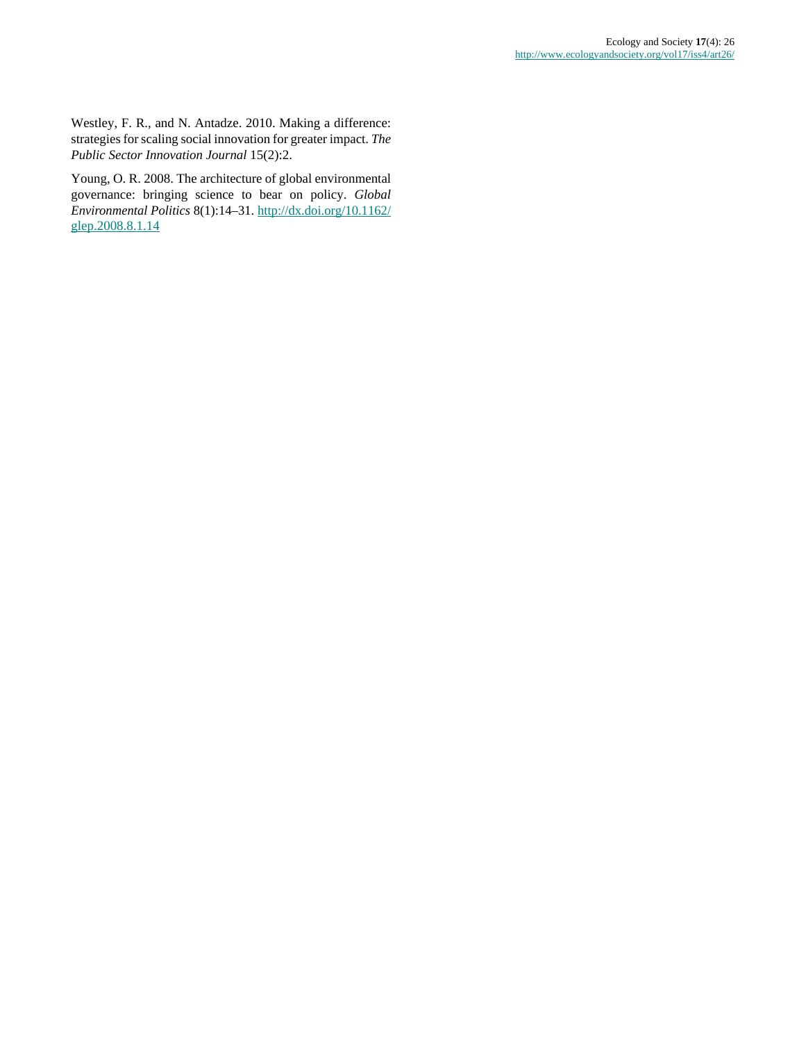Westley, F. R., and N. Antadze. 2010. Making a difference: strategies for scaling social innovation for greater impact. *The Public Sector Innovation Journal* 15(2):2.

Young, O. R. 2008. The architecture of global environmental governance: bringing science to bear on policy. *Global Environmental Politics* 8(1):14–31. http://dx.doi.org/10.1162/glep.2008.8.1.14